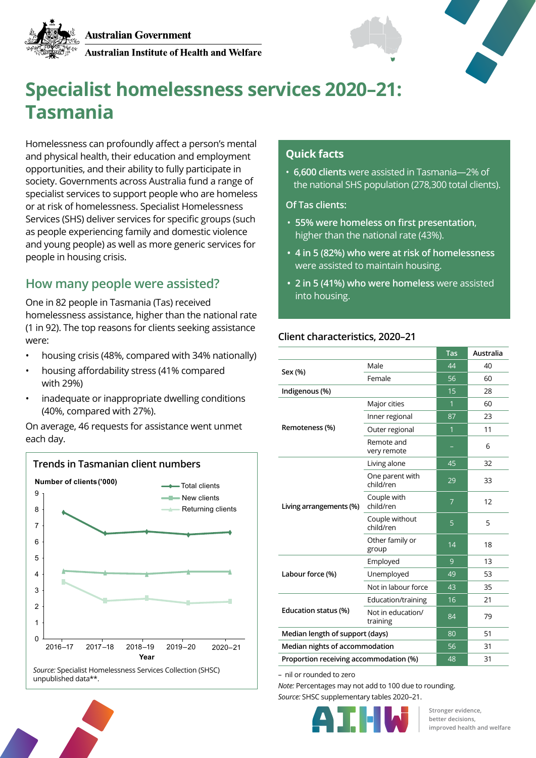Australian Government

Australian Institute of Health and Welfare

# Specialist homelessness services 2020–21: Tasmania

Homelessness can profoundly affect a person's mental and physical health, their education and employment opportunities, and their ability to fully participate in society. Governments across Australia fund a range of specialist services to support people who are homeless or at risk of homelessness. Specialist Homelessness Services (SHS) deliver services for specific groups (such as people experiencing family and domestic violence and young people) as well as more generic services for people in housing crisis.

## How many people were assisted?

One in 82 people in Tasmania (Tas) received homelessness assistance, higher than the national rate (1 in 92). The top reasons for clients seeking assistance were:

- housing crisis (48%, compared with 34% nationally)
- housing affordability stress (41% compared with 29%)
- inadequate or inappropriate dwelling conditions (40%, compared with 27%).

On average, 46 requests for assistance went unmet each day.

### Trends in Tasmanian client numbers

Number of clients ('000)

| Year | Total clients | New clients | Returning clients |
|---|---|---|---|
| 2016–17 | 7.8 | 4.2 | 3.5 |
| 2017–18 | 6.5 | 4.1 | 2.4 |
| 2018–19 | 6.6 | 4.0 | 2.5 |
| 2019–20 | 6.5 | 4.2 | 2.2 |
| 2020–21 | 6.6 | 4.2 | 2.3 |

*Source:* Specialist Homelessness Services Collection (SHSC) unpublished data**.

## Quick facts

- **6,600 clients** were assisted in Tasmania—2% of the national SHS population (278,300 total clients).

Of Tas clients:

- **55% were homeless on first presentation**, higher than the national rate (43%).
- **4 in 5 (82%) who were at risk of homelessness** were assisted to maintain housing.
- **2 in 5 (41%) who were homeless** were assisted into housing.

### Client characteristics, 2020–21

| | | Tas | Australia |
|---|---|---|---|
| **Sex (%)** | Male | 44 | 40 |
| | Female | 56 | 60 |
| **Indigenous (%)** | | 15 | 28 |
| **Remoteness (%)** | Major cities | 1 | 60 |
| | Inner regional | 87 | 23 |
| | Outer regional | 1 | 11 |
| | Remote and very remote | – | 6 |
| **Living arrangements (%)** | Living alone | 45 | 32 |
| | One parent with child/ren | 29 | 33 |
| | Couple with child/ren | 7 | 12 |
| | Couple without child/ren | 5 | 5 |
| | Other family or group | 14 | 18 |
| **Labour force (%)** | Employed | 9 | 13 |
| | Unemployed | 49 | 53 |
| | Not in labour force | 43 | 35 |
| **Education status (%)** | Education/training | 16 | 21 |
| | Not in education/training | 84 | 79 |
| **Median length of support (days)** | | 80 | 51 |
| **Median nights of accommodation** | | 56 | 31 |
| **Proportion receiving accommodation (%)** | | 48 | 31 |

– nil or rounded to zero

*Note:* Percentages may not add to 100 due to rounding.

*Source:* SHSC supplementary tables 2020–21.

AIHW — Stronger evidence, better decisions, improved health and welfare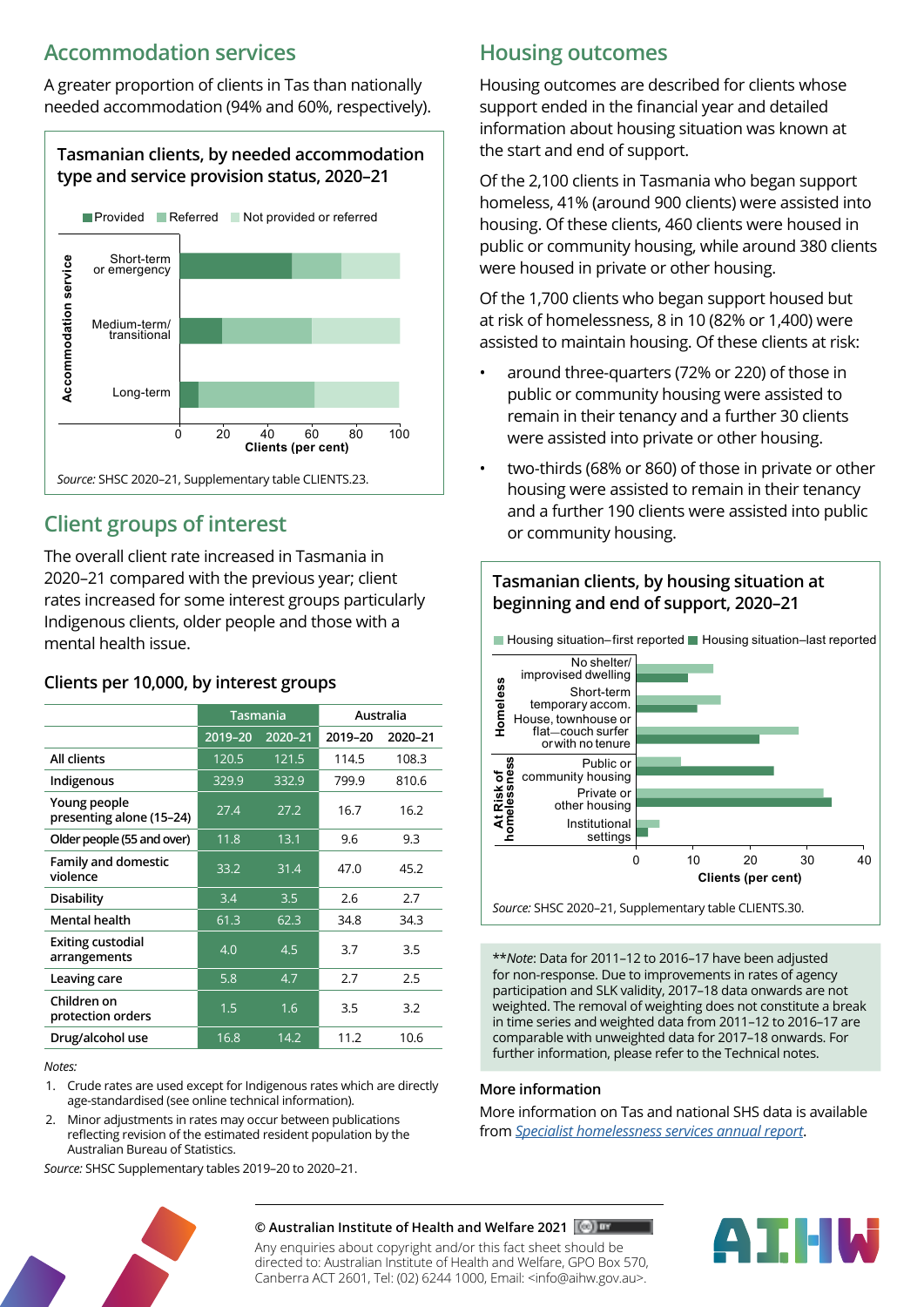## Accommodation services

A greater proportion of clients in Tas than nationally needed accommodation (94% and 60%, respectively).

### Tasmanian clients, by needed accommodation type and service provision status, 2020–21

Provided
Referred
Not provided or referred

Accommodation service
Short-term or emergency
Medium-term/ transitional
Long-term

0
20
40
60
80
100
Clients (per cent)

*Source:* SHSC 2020–21, Supplementary table CLIENTS.23.

## Client groups of interest

The overall client rate increased in Tasmania in 2020–21 compared with the previous year; client rates increased for some interest groups particularly Indigenous clients, older people and those with a mental health issue.

### Clients per 10,000, by interest groups

| | Tasmania | | Australia | |
|---|---|---|---|---|
| | 2019–20 | 2020–21 | 2019–20 | 2020–21 |
| All clients | 120.5 | 121.5 | 114.5 | 108.3 |
| Indigenous | 329.9 | 332.9 | 799.9 | 810.6 |
| Young people presenting alone (15–24) | 27.4 | 27.2 | 16.7 | 16.2 |
| Older people (55 and over) | 11.8 | 13.1 | 9.6 | 9.3 |
| Family and domestic violence | 33.2 | 31.4 | 47.0 | 45.2 |
| Disability | 3.4 | 3.5 | 2.6 | 2.7 |
| Mental health | 61.3 | 62.3 | 34.8 | 34.3 |
| Exiting custodial arrangements | 4.0 | 4.5 | 3.7 | 3.5 |
| Leaving care | 5.8 | 4.7 | 2.7 | 2.5 |
| Children on protection orders | 1.5 | 1.6 | 3.5 | 3.2 |
| Drug/alcohol use | 16.8 | 14.2 | 11.2 | 10.6 |

*Notes:*

1. Crude rates are used except for Indigenous rates which are directly age-standardised (see online technical information).
2. Minor adjustments in rates may occur between publications reflecting revision of the estimated resident population by the Australian Bureau of Statistics.

*Source:* SHSC Supplementary tables 2019–20 to 2020–21.

## Housing outcomes

Housing outcomes are described for clients whose support ended in the financial year and detailed information about housing situation was known at the start and end of support.

Of the 2,100 clients in Tasmania who began support homeless, 41% (around 900 clients) were assisted into housing. Of these clients, 460 clients were housed in public or community housing, while around 380 clients were housed in private or other housing.

Of the 1,700 clients who began support housed but at risk of homelessness, 8 in 10 (82% or 1,400) were assisted to maintain housing. Of these clients at risk:

- around three-quarters (72% or 220) of those in public or community housing were assisted to remain in their tenancy and a further 30 clients were assisted into private or other housing.
- two-thirds (68% or 860) of those in private or other housing were assisted to remain in their tenancy and a further 190 clients were assisted into public or community housing.

### Tasmanian clients, by housing situation at beginning and end of support, 2020–21

Housing situation–first reported
Housing situation–last reported

Homeless
No shelter/ improvised dwelling
Short-term temporary accom.
House, townhouse or flat—couch surfer or with no tenure

At Risk of homelessness
Public or community housing
Private or other housing
Institutional settings

0
10
20
30
40
Clients (per cent)

*Source:* SHSC 2020–21, Supplementary table CLIENTS.30.

***Note*: Data for 2011–12 to 2016–17 have been adjusted for non-response. Due to improvements in rates of agency participation and SLK validity, 2017–18 data onwards are not weighted. The removal of weighting does not constitute a break in time series and weighted data from 2011–12 to 2016–17 are comparable with unweighted data for 2017–18 onwards. For further information, please refer to the Technical notes.

### More information

More information on Tas and national SHS data is available from *Specialist homelessness services annual report*.

**© Australian Institute of Health and Welfare 2021**

Any enquiries about copyright and/or this fact sheet should be directed to: Australian Institute of Health and Welfare, GPO Box 570, Canberra ACT 2601, Tel: (02) 6244 1000, Email: <info@aihw.gov.au>.